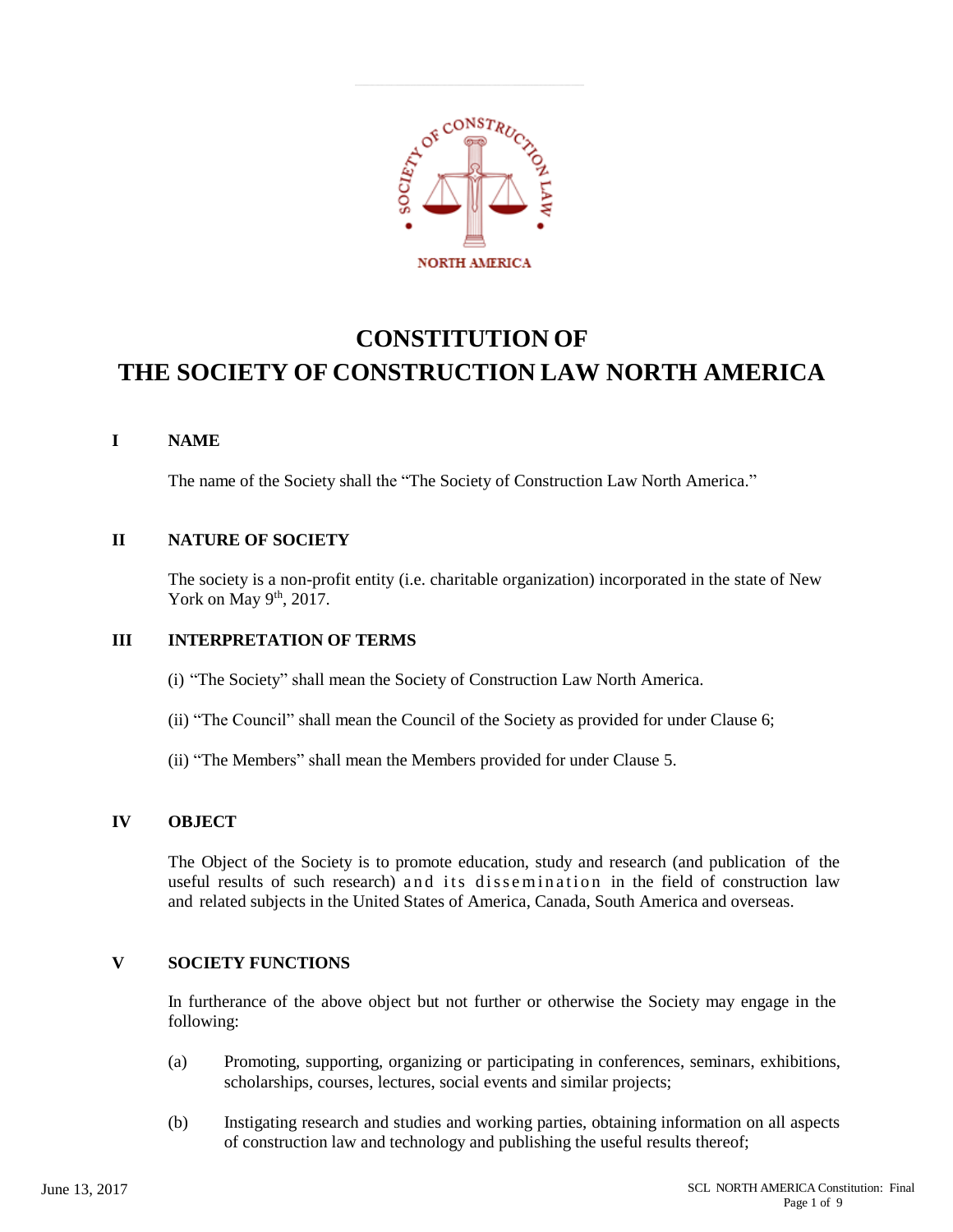# CONSTITUTION OF THE SOCIETY OF CONSTRUCTION LAW NORTH AMERICA

## I NAME

The name of the Society shall the "The Society of Construction Law North America."

## II NATURE OF SOCIETY

The society is a non-profit entity (i.e. charitable organization) incorporated in the state of New York on May 9th, 2017.

## III INTERPRETATION OF TERMS

(i) "The Society" shall mean the Society of Construction Law North America.

(ii) "The Council" shall mean the Council of the Society as provided for under Clause 6;

(ii) "The Members" shall mean the Members provided for under Clause 5.

## IV OBJECT

The Object of the Society is to promote education, study and research (and publication of the useful results of such research) and its dissemination in the field of construction law and related subjects in the United States of America, Canada, South America and overseas.

## V SOCIETY FUNCTIONS

In furtherance of the above object but not further or otherwise the Society may engage in the following:

(a) Promoting, supporting, organizing or participating in conferences, seminars, exhibitions, scholarships, courses, lectures, social events and similar projects;

(b) Instigating research and studies and working parties, obtaining information on all aspects of construction law and technology and publishing the useful results thereof;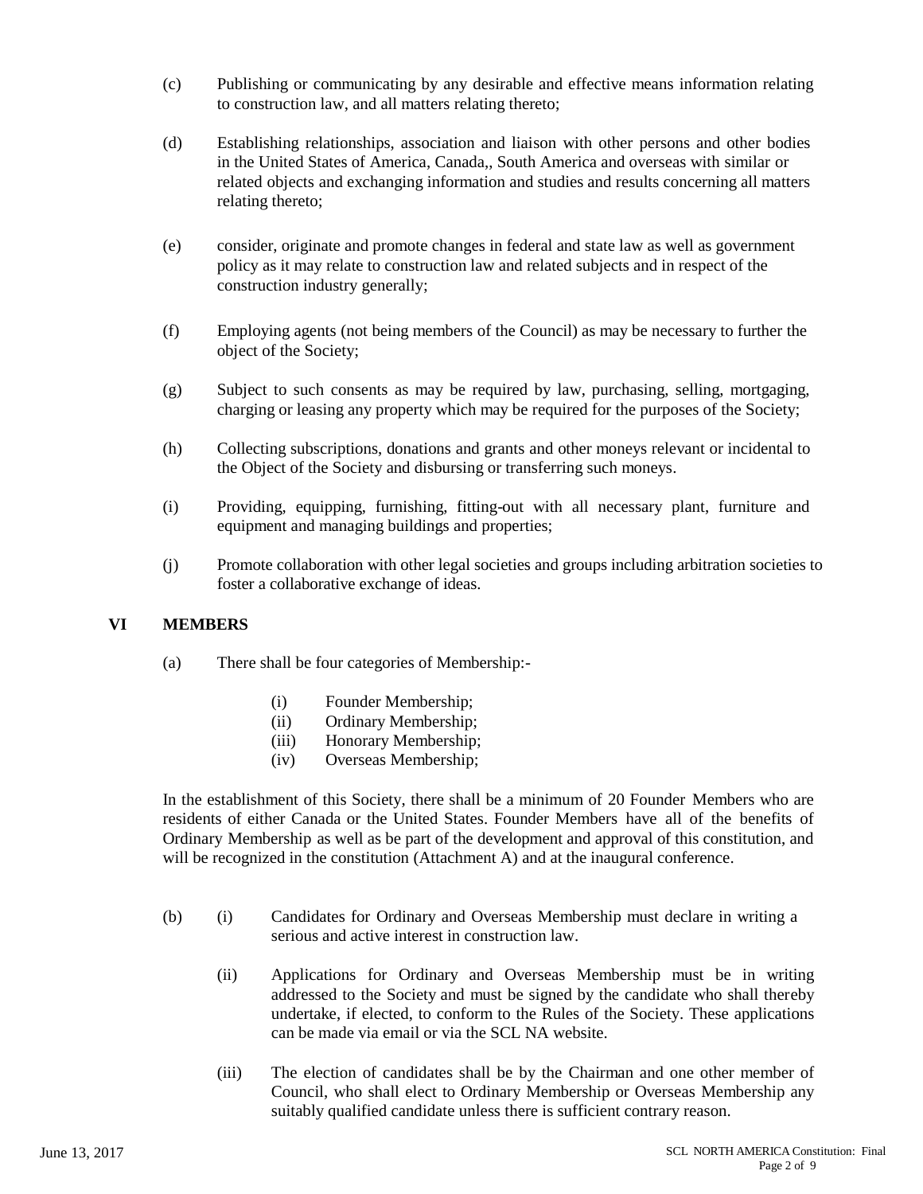(c) Publishing or communicating by any desirable and effective means information relating to construction law, and all matters relating thereto;

(d) Establishing relationships, association and liaison with other persons and other bodies in the United States of America, Canada,, South America and overseas with similar or related objects and exchanging information and studies and results concerning all matters relating thereto;

(e) consider, originate and promote changes in federal and state law as well as government policy as it may relate to construction law and related subjects and in respect of the construction industry generally;

(f) Employing agents (not being members of the Council) as may be necessary to further the object of the Society;

(g) Subject to such consents as may be required by law, purchasing, selling, mortgaging, charging or leasing any property which may be required for the purposes of the Society;

(h) Collecting subscriptions, donations and grants and other moneys relevant or incidental to the Object of the Society and disbursing or transferring such moneys.

(i) Providing, equipping, furnishing, fitting-out with all necessary plant, furniture and equipment and managing buildings and properties;

(j) Promote collaboration with other legal societies and groups including arbitration societies to foster a collaborative exchange of ideas.

## VI MEMBERS

(a) There shall be four categories of Membership:-

- (i) Founder Membership;
- (ii) Ordinary Membership;
- (iii) Honorary Membership;
- (iv) Overseas Membership;

In the establishment of this Society, there shall be a minimum of 20 Founder Members who are residents of either Canada or the United States. Founder Members have all of the benefits of Ordinary Membership as well as be part of the development and approval of this constitution, and will be recognized in the constitution (Attachment A) and at the inaugural conference.

(b) (i) Candidates for Ordinary and Overseas Membership must declare in writing a serious and active interest in construction law.

(ii) Applications for Ordinary and Overseas Membership must be in writing addressed to the Society and must be signed by the candidate who shall thereby undertake, if elected, to conform to the Rules of the Society. These applications can be made via email or via the SCL NA website.

(iii) The election of candidates shall be by the Chairman and one other member of Council, who shall elect to Ordinary Membership or Overseas Membership any suitably qualified candidate unless there is sufficient contrary reason.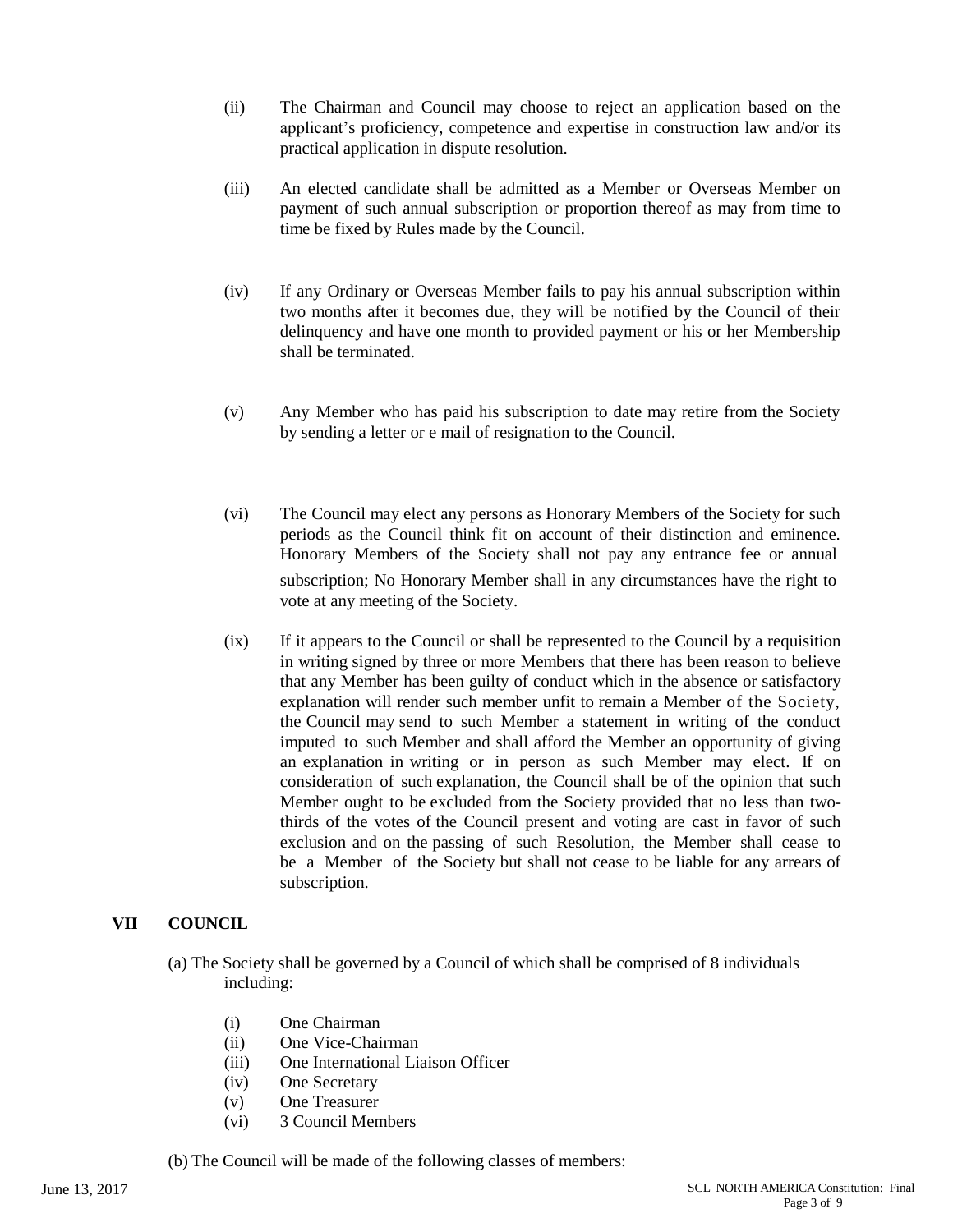(ii) The Chairman and Council may choose to reject an application based on the applicant's proficiency, competence and expertise in construction law and/or its practical application in dispute resolution.

(iii) An elected candidate shall be admitted as a Member or Overseas Member on payment of such annual subscription or proportion thereof as may from time to time be fixed by Rules made by the Council.

(iv) If any Ordinary or Overseas Member fails to pay his annual subscription within two months after it becomes due, they will be notified by the Council of their delinquency and have one month to provided payment or his or her Membership shall be terminated.

(v) Any Member who has paid his subscription to date may retire from the Society by sending a letter or e mail of resignation to the Council.

(vi) The Council may elect any persons as Honorary Members of the Society for such periods as the Council think fit on account of their distinction and eminence. Honorary Members of the Society shall not pay any entrance fee or annual subscription; No Honorary Member shall in any circumstances have the right to vote at any meeting of the Society.

(ix) If it appears to the Council or shall be represented to the Council by a requisition in writing signed by three or more Members that there has been reason to believe that any Member has been guilty of conduct which in the absence or satisfactory explanation will render such member unfit to remain a Member of the Society, the Council may send to such Member a statement in writing of the conduct imputed to such Member and shall afford the Member an opportunity of giving an explanation in writing or in person as such Member may elect. If on consideration of such explanation, the Council shall be of the opinion that such Member ought to be excluded from the Society provided that no less than two-thirds of the votes of the Council present and voting are cast in favor of such exclusion and on the passing of such Resolution, the Member shall cease to be a Member of the Society but shall not cease to be liable for any arrears of subscription.

## VII COUNCIL

(a) The Society shall be governed by a Council of which shall be comprised of 8 individuals including:

- (i) One Chairman
- (ii) One Vice-Chairman
- (iii) One International Liaison Officer
- (iv) One Secretary
- (v) One Treasurer
- (vi) 3 Council Members

(b) The Council will be made of the following classes of members: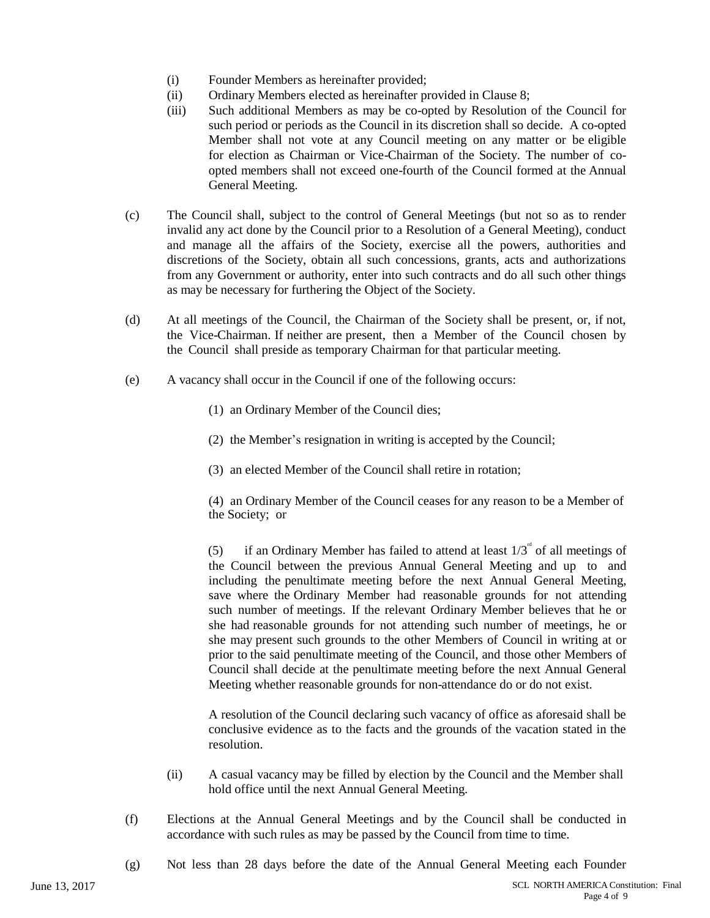(i) Founder Members as hereinafter provided;

(ii) Ordinary Members elected as hereinafter provided in Clause 8;

(iii) Such additional Members as may be co-opted by Resolution of the Council for such period or periods as the Council in its discretion shall so decide. A co-opted Member shall not vote at any Council meeting on any matter or be eligible for election as Chairman or Vice-Chairman of the Society. The number of co-opted members shall not exceed one-fourth of the Council formed at the Annual General Meeting.

(c) The Council shall, subject to the control of General Meetings (but not so as to render invalid any act done by the Council prior to a Resolution of a General Meeting), conduct and manage all the affairs of the Society, exercise all the powers, authorities and discretions of the Society, obtain all such concessions, grants, acts and authorizations from any Government or authority, enter into such contracts and do all such other things as may be necessary for furthering the Object of the Society.

(d) At all meetings of the Council, the Chairman of the Society shall be present, or, if not, the Vice-Chairman. If neither are present, then a Member of the Council chosen by the Council shall preside as temporary Chairman for that particular meeting.

(e) A vacancy shall occur in the Council if one of the following occurs:

(1) an Ordinary Member of the Council dies;

(2) the Member's resignation in writing is accepted by the Council;

(3) an elected Member of the Council shall retire in rotation;

(4) an Ordinary Member of the Council ceases for any reason to be a Member of the Society; or

(5) if an Ordinary Member has failed to attend at least 1/3rd of all meetings of the Council between the previous Annual General Meeting and up to and including the penultimate meeting before the next Annual General Meeting, save where the Ordinary Member had reasonable grounds for not attending such number of meetings. If the relevant Ordinary Member believes that he or she had reasonable grounds for not attending such number of meetings, he or she may present such grounds to the other Members of Council in writing at or prior to the said penultimate meeting of the Council, and those other Members of Council shall decide at the penultimate meeting before the next Annual General Meeting whether reasonable grounds for non-attendance do or do not exist.

A resolution of the Council declaring such vacancy of office as aforesaid shall be conclusive evidence as to the facts and the grounds of the vacation stated in the resolution.

(ii) A casual vacancy may be filled by election by the Council and the Member shall hold office until the next Annual General Meeting.

(f) Elections at the Annual General Meetings and by the Council shall be conducted in accordance with such rules as may be passed by the Council from time to time.

(g) Not less than 28 days before the date of the Annual General Meeting each Founder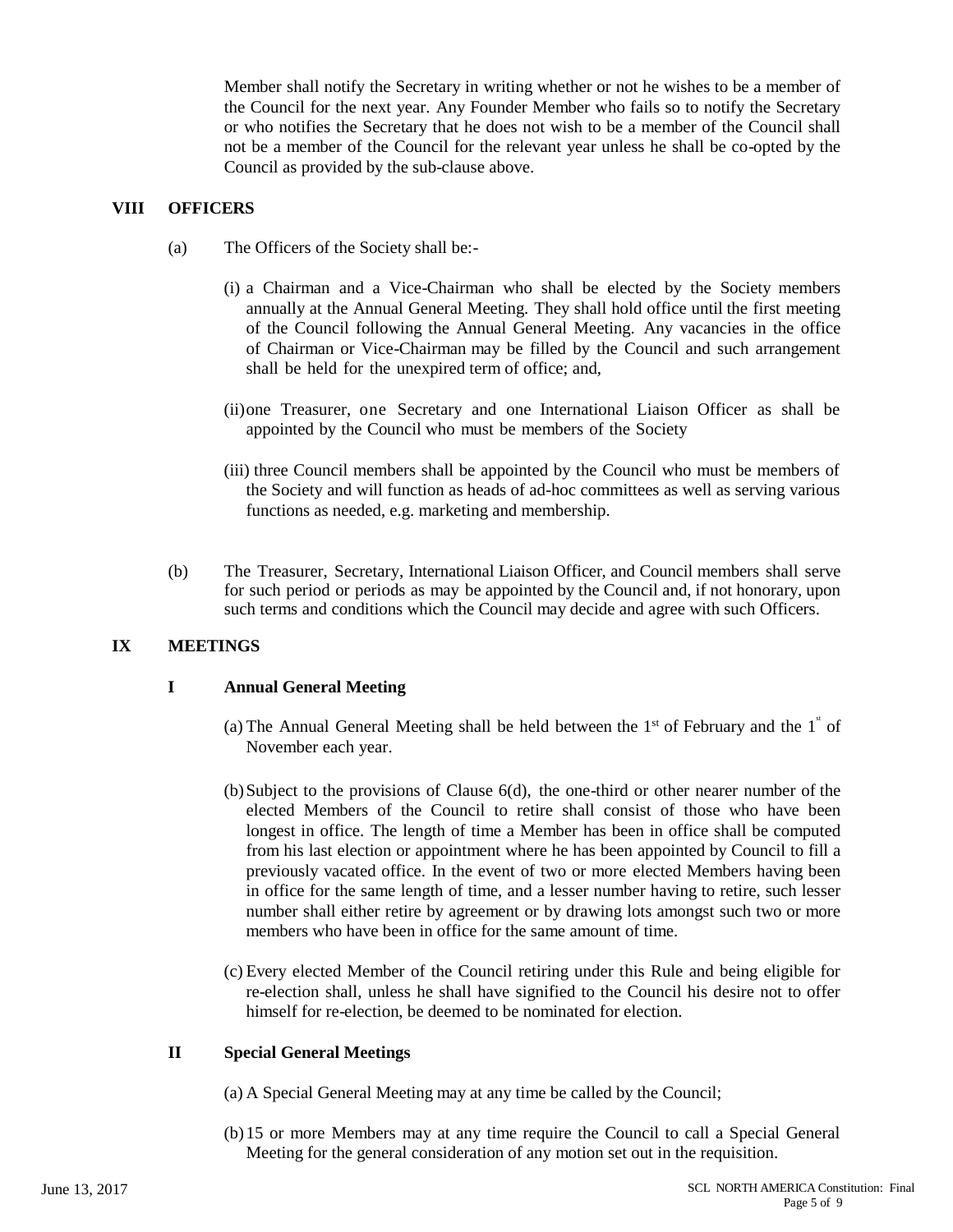Member shall notify the Secretary in writing whether or not he wishes to be a member of the Council for the next year. Any Founder Member who fails so to notify the Secretary or who notifies the Secretary that he does not wish to be a member of the Council shall not be a member of the Council for the relevant year unless he shall be co-opted by the Council as provided by the sub-clause above.

## VIII OFFICERS

(a) The Officers of the Society shall be:-

(i) a Chairman and a Vice-Chairman who shall be elected by the Society members annually at the Annual General Meeting. They shall hold office until the first meeting of the Council following the Annual General Meeting. Any vacancies in the office of Chairman or Vice-Chairman may be filled by the Council and such arrangement shall be held for the unexpired term of office; and,

(ii) one Treasurer, one Secretary and one International Liaison Officer as shall be appointed by the Council who must be members of the Society

(iii) three Council members shall be appointed by the Council who must be members of the Society and will function as heads of ad-hoc committees as well as serving various functions as needed, e.g. marketing and membership.

(b) The Treasurer, Secretary, International Liaison Officer, and Council members shall serve for such period or periods as may be appointed by the Council and, if not honorary, upon such terms and conditions which the Council may decide and agree with such Officers.

## IX MEETINGS

### I Annual General Meeting

(a) The Annual General Meeting shall be held between the 1st of February and the 1st of November each year.

(b) Subject to the provisions of Clause 6(d), the one-third or other nearer number of the elected Members of the Council to retire shall consist of those who have been longest in office. The length of time a Member has been in office shall be computed from his last election or appointment where he has been appointed by Council to fill a previously vacated office. In the event of two or more elected Members having been in office for the same length of time, and a lesser number having to retire, such lesser number shall either retire by agreement or by drawing lots amongst such two or more members who have been in office for the same amount of time.

(c) Every elected Member of the Council retiring under this Rule and being eligible for re-election shall, unless he shall have signified to the Council his desire not to offer himself for re-election, be deemed to be nominated for election.

### II Special General Meetings

(a) A Special General Meeting may at any time be called by the Council;

(b) 15 or more Members may at any time require the Council to call a Special General Meeting for the general consideration of any motion set out in the requisition.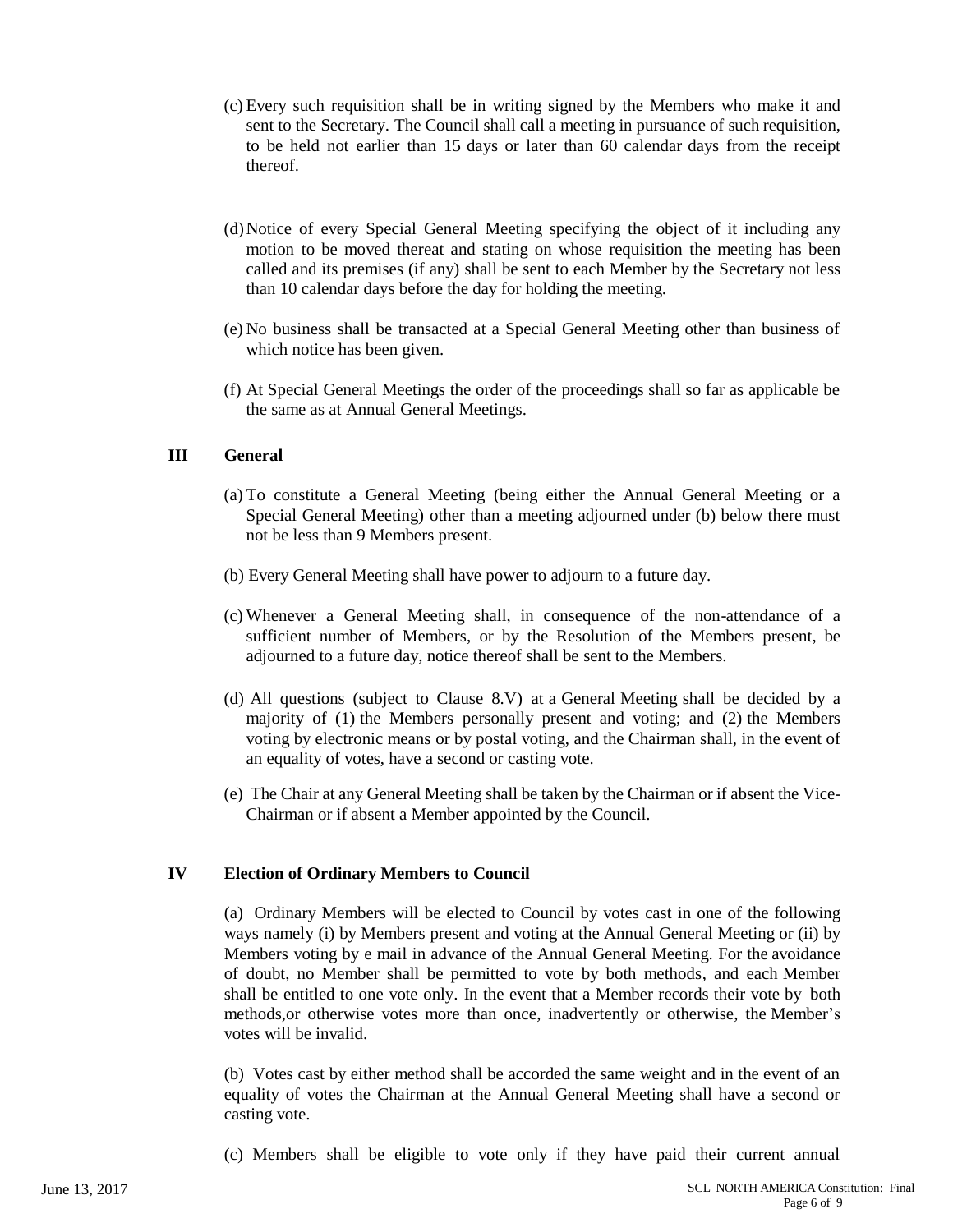(c) Every such requisition shall be in writing signed by the Members who make it and sent to the Secretary. The Council shall call a meeting in pursuance of such requisition, to be held not earlier than 15 days or later than 60 calendar days from the receipt thereof.

(d) Notice of every Special General Meeting specifying the object of it including any motion to be moved thereat and stating on whose requisition the meeting has been called and its premises (if any) shall be sent to each Member by the Secretary not less than 10 calendar days before the day for holding the meeting.

(e) No business shall be transacted at a Special General Meeting other than business of which notice has been given.

(f) At Special General Meetings the order of the proceedings shall so far as applicable be the same as at Annual General Meetings.

**III General**

(a) To constitute a General Meeting (being either the Annual General Meeting or a Special General Meeting) other than a meeting adjourned under (b) below there must not be less than 9 Members present.

(b) Every General Meeting shall have power to adjourn to a future day.

(c) Whenever a General Meeting shall, in consequence of the non-attendance of a sufficient number of Members, or by the Resolution of the Members present, be adjourned to a future day, notice thereof shall be sent to the Members.

(d) All questions (subject to Clause 8.V) at a General Meeting shall be decided by a majority of (1) the Members personally present and voting; and (2) the Members voting by electronic means or by postal voting, and the Chairman shall, in the event of an equality of votes, have a second or casting vote.

(e) The Chair at any General Meeting shall be taken by the Chairman or if absent the Vice-Chairman or if absent a Member appointed by the Council.

**IV Election of Ordinary Members to Council**

(a) Ordinary Members will be elected to Council by votes cast in one of the following ways namely (i) by Members present and voting at the Annual General Meeting or (ii) by Members voting by e mail in advance of the Annual General Meeting. For the avoidance of doubt, no Member shall be permitted to vote by both methods, and each Member shall be entitled to one vote only. In the event that a Member records their vote by both methods,or otherwise votes more than once, inadvertently or otherwise, the Member's votes will be invalid.

(b) Votes cast by either method shall be accorded the same weight and in the event of an equality of votes the Chairman at the Annual General Meeting shall have a second or casting vote.

(c) Members shall be eligible to vote only if they have paid their current annual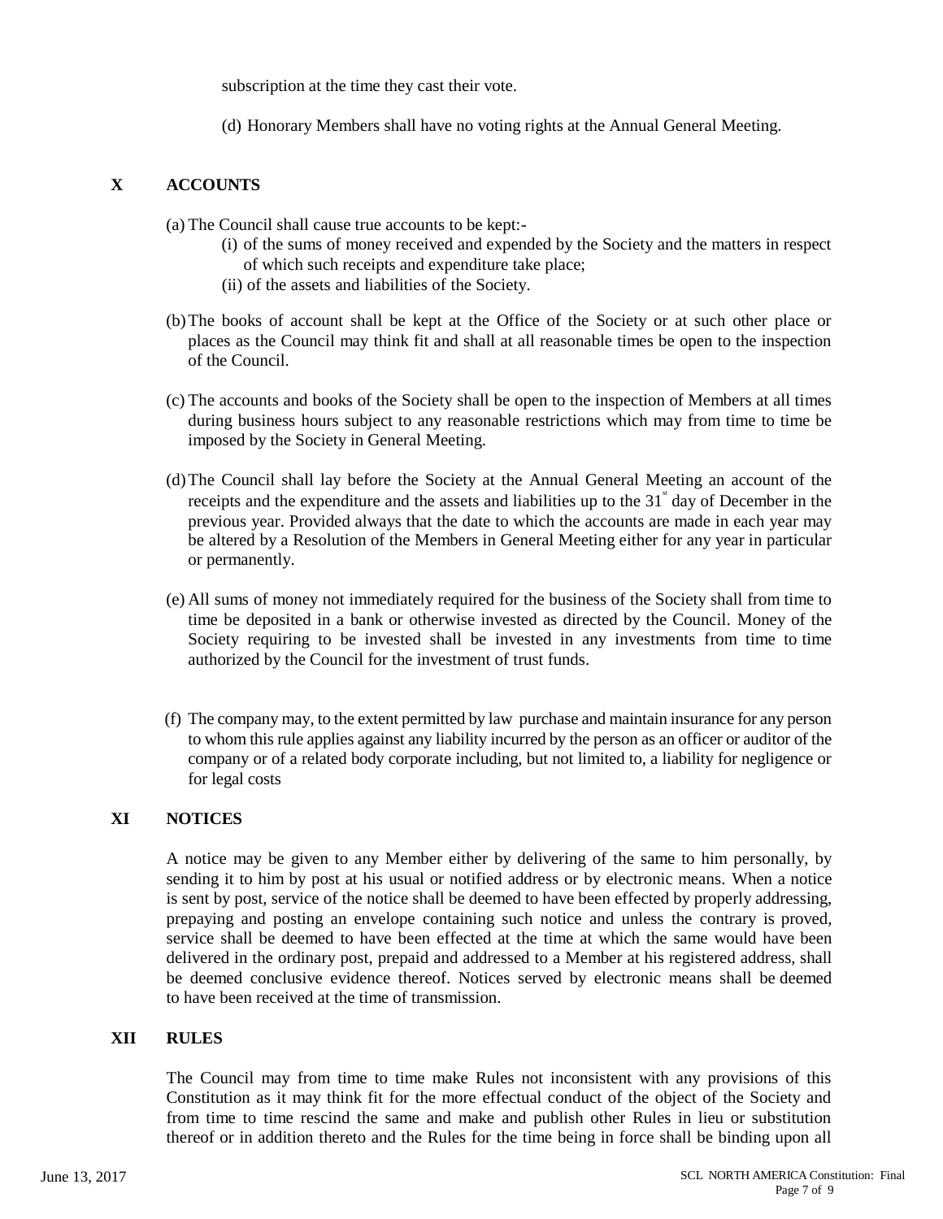subscription at the time they cast their vote.

(d) Honorary Members shall have no voting rights at the Annual General Meeting.

## X ACCOUNTS

(a) The Council shall cause true accounts to be kept:-

  (i) of the sums of money received and expended by the Society and the matters in respect of which such receipts and expenditure take place;

  (ii) of the assets and liabilities of the Society.

(b) The books of account shall be kept at the Office of the Society or at such other place or places as the Council may think fit and shall at all reasonable times be open to the inspection of the Council.

(c) The accounts and books of the Society shall be open to the inspection of Members at all times during business hours subject to any reasonable restrictions which may from time to time be imposed by the Society in General Meeting.

(d) The Council shall lay before the Society at the Annual General Meeting an account of the receipts and the expenditure and the assets and liabilities up to the 31st day of December in the previous year. Provided always that the date to which the accounts are made in each year may be altered by a Resolution of the Members in General Meeting either for any year in particular or permanently.

(e) All sums of money not immediately required for the business of the Society shall from time to time be deposited in a bank or otherwise invested as directed by the Council. Money of the Society requiring to be invested shall be invested in any investments from time to time authorized by the Council for the investment of trust funds.

(f) The company may, to the extent permitted by law purchase and maintain insurance for any person to whom this rule applies against any liability incurred by the person as an officer or auditor of the company or of a related body corporate including, but not limited to, a liability for negligence or for legal costs

## XI NOTICES

A notice may be given to any Member either by delivering of the same to him personally, by sending it to him by post at his usual or notified address or by electronic means. When a notice is sent by post, service of the notice shall be deemed to have been effected by properly addressing, prepaying and posting an envelope containing such notice and unless the contrary is proved, service shall be deemed to have been effected at the time at which the same would have been delivered in the ordinary post, prepaid and addressed to a Member at his registered address, shall be deemed conclusive evidence thereof. Notices served by electronic means shall be deemed to have been received at the time of transmission.

## XII RULES

The Council may from time to time make Rules not inconsistent with any provisions of this Constitution as it may think fit for the more effectual conduct of the object of the Society and from time to time rescind the same and make and publish other Rules in lieu or substitution thereof or in addition thereto and the Rules for the time being in force shall be binding upon all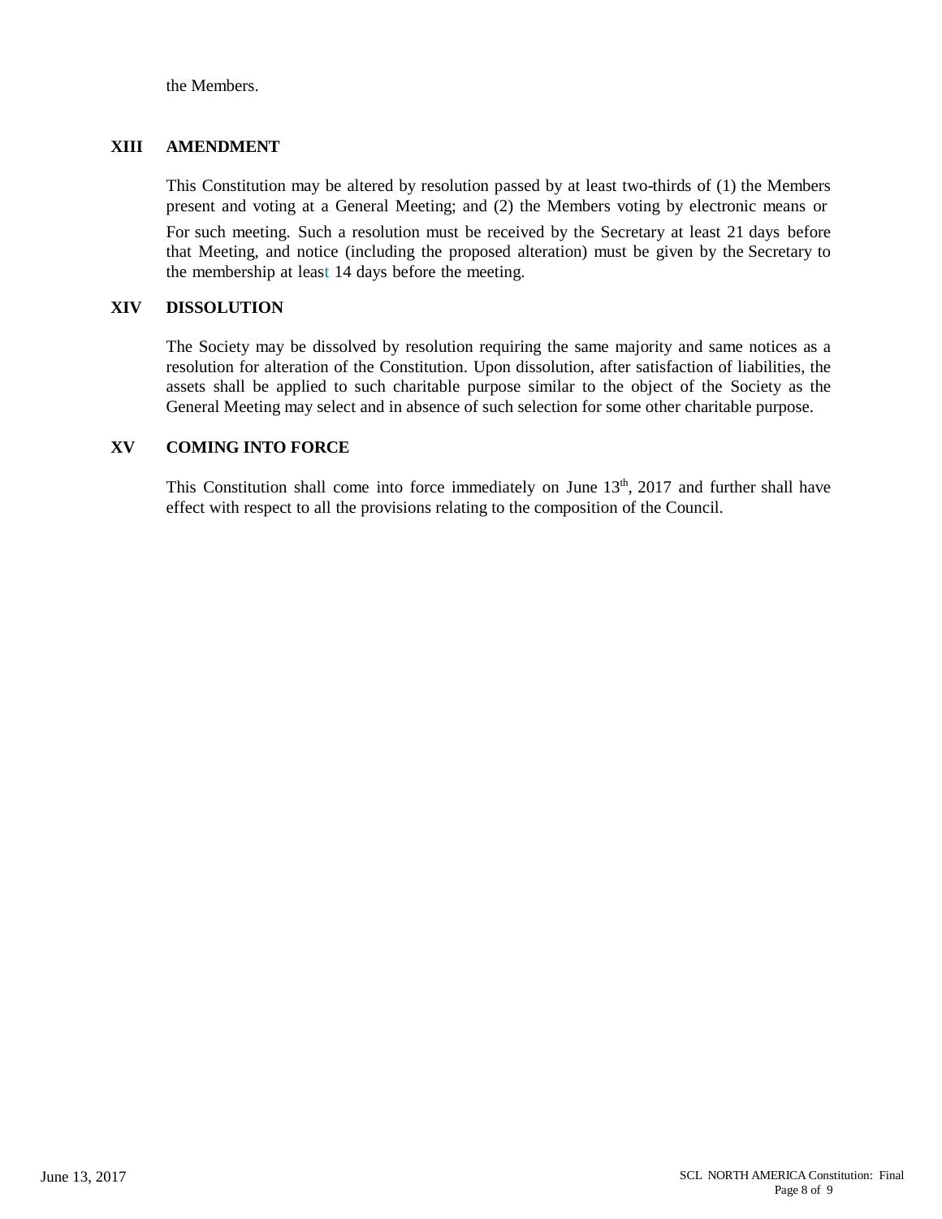the Members.

## XIII AMENDMENT

This Constitution may be altered by resolution passed by at least two-thirds of (1) the Members present and voting at a General Meeting; and (2) the Members voting by electronic means or For such meeting. Such a resolution must be received by the Secretary at least 21 days before that Meeting, and notice (including the proposed alteration) must be given by the Secretary to the membership at least 14 days before the meeting.

## XIV DISSOLUTION

The Society may be dissolved by resolution requiring the same majority and same notices as a resolution for alteration of the Constitution. Upon dissolution, after satisfaction of liabilities, the assets shall be applied to such charitable purpose similar to the object of the Society as the General Meeting may select and in absence of such selection for some other charitable purpose.

## XV COMING INTO FORCE

This Constitution shall come into force immediately on June 13th, 2017 and further shall have effect with respect to all the provisions relating to the composition of the Council.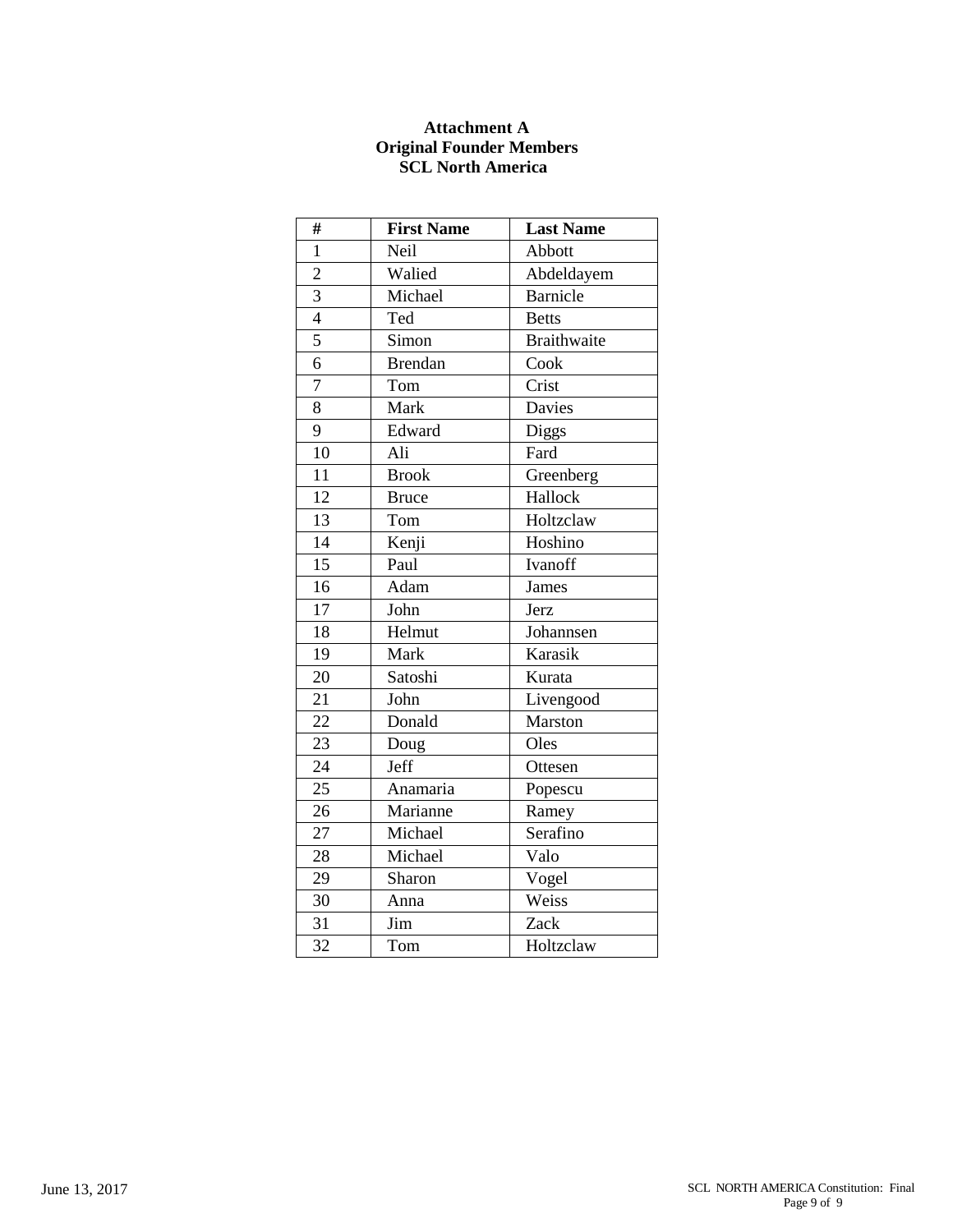**Attachment A**
**Original Founder Members**
**SCL North America**

| # | First Name | Last Name |
|---|---|---|
| 1 | Neil | Abbott |
| 2 | Walied | Abdeldayem |
| 3 | Michael | Barnicle |
| 4 | Ted | Betts |
| 5 | Simon | Braithwaite |
| 6 | Brendan | Cook |
| 7 | Tom | Crist |
| 8 | Mark | Davies |
| 9 | Edward | Diggs |
| 10 | Ali | Fard |
| 11 | Brook | Greenberg |
| 12 | Bruce | Hallock |
| 13 | Tom | Holtzclaw |
| 14 | Kenji | Hoshino |
| 15 | Paul | Ivanoff |
| 16 | Adam | James |
| 17 | John | Jerz |
| 18 | Helmut | Johannsen |
| 19 | Mark | Karasik |
| 20 | Satoshi | Kurata |
| 21 | John | Livengood |
| 22 | Donald | Marston |
| 23 | Doug | Oles |
| 24 | Jeff | Ottesen |
| 25 | Anamaria | Popescu |
| 26 | Marianne | Ramey |
| 27 | Michael | Serafino |
| 28 | Michael | Valo |
| 29 | Sharon | Vogel |
| 30 | Anna | Weiss |
| 31 | Jim | Zack |
| 32 | Tom | Holtzclaw |

June 13, 2017